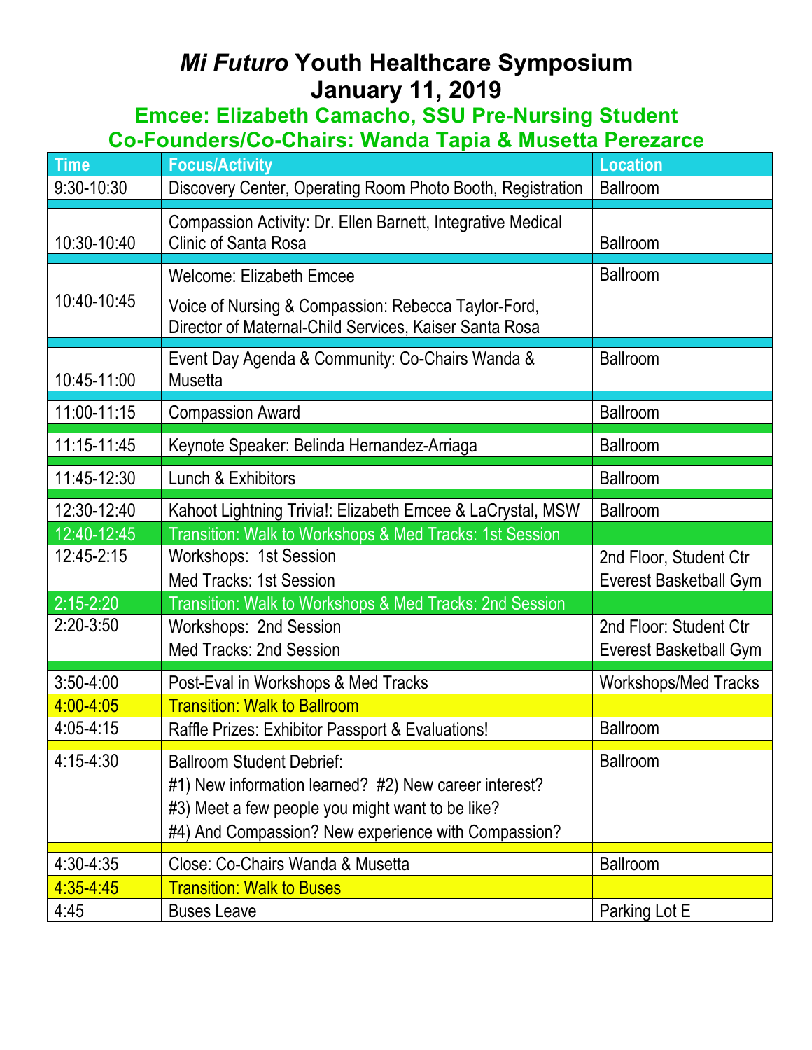# *Mi Futuro* Youth Healthcare Symposium
# January 11, 2019

## Emcee: Elizabeth Camacho, SSU Pre-Nursing Student
## Co-Founders/Co-Chairs: Wanda Tapia & Musetta Perezarce

| Time | Focus/Activity | Location |
|---|---|---|
| 9:30-10:30 | Discovery Center, Operating Room Photo Booth, Registration | Ballroom |
| 10:30-10:40 | Compassion Activity: Dr. Ellen Barnett, Integrative Medical Clinic of Santa Rosa | Ballroom |
| 10:40-10:45 | Welcome: Elizabeth Emcee<br>Voice of Nursing & Compassion: Rebecca Taylor-Ford, Director of Maternal-Child Services, Kaiser Santa Rosa | Ballroom |
| 10:45-11:00 | Event Day Agenda & Community: Co-Chairs Wanda & Musetta | Ballroom |
| 11:00-11:15 | Compassion Award | Ballroom |
| 11:15-11:45 | Keynote Speaker: Belinda Hernandez-Arriaga | Ballroom |
| 11:45-12:30 | Lunch & Exhibitors | Ballroom |
| 12:30-12:40 | Kahoot Lightning Trivia!: Elizabeth Emcee & LaCrystal, MSW | Ballroom |
| 12:40-12:45 | Transition: Walk to Workshops & Med Tracks: 1st Session | |
| 12:45-2:15 | Workshops: 1st Session | 2nd Floor, Student Ctr |
| | Med Tracks: 1st Session | Everest Basketball Gym |
| 2:15-2:20 | Transition: Walk to Workshops & Med Tracks: 2nd Session | |
| 2:20-3:50 | Workshops: 2nd Session | 2nd Floor: Student Ctr |
| | Med Tracks: 2nd Session | Everest Basketball Gym |
| 3:50-4:00 | Post-Eval in Workshops & Med Tracks | Workshops/Med Tracks |
| 4:00-4:05 | Transition: Walk to Ballroom | |
| 4:05-4:15 | Raffle Prizes: Exhibitor Passport & Evaluations! | Ballroom |
| 4:15-4:30 | Ballroom Student Debrief:<br>#1) New information learned? #2) New career interest?<br>#3) Meet a few people you might want to be like?<br>#4) And Compassion? New experience with Compassion? | Ballroom |
| 4:30-4:35 | Close: Co-Chairs Wanda & Musetta | Ballroom |
| 4:35-4:45 | Transition: Walk to Buses | |
| 4:45 | Buses Leave | Parking Lot E |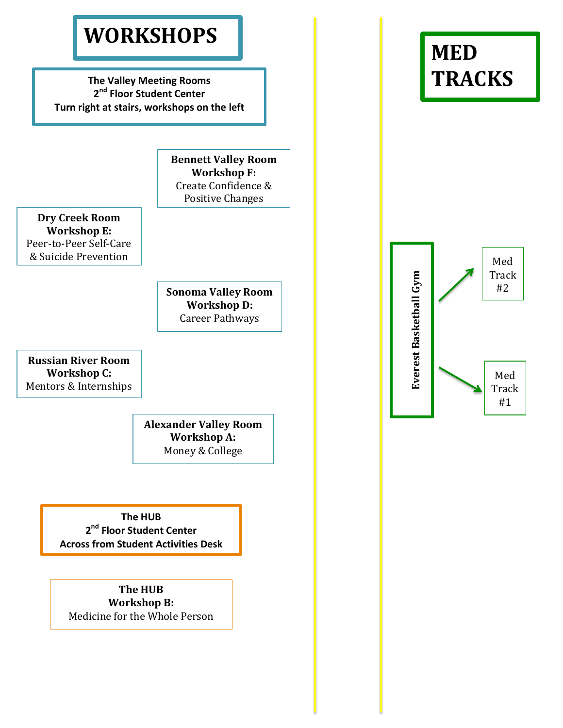# WORKSHOPS

**The Valley Meeting Rooms**
**2nd Floor Student Center**
**Turn right at stairs, workshops on the left**

**Bennett Valley Room**
**Workshop F:**
Create Confidence & Positive Changes

**Dry Creek Room**
**Workshop E:**
Peer-to-Peer Self-Care & Suicide Prevention

**Sonoma Valley Room**
**Workshop D:**
Career Pathways

**Russian River Room**
**Workshop C:**
Mentors & Internships

**Alexander Valley Room**
**Workshop A:**
Money & College

**The HUB**
**2nd Floor Student Center**
**Across from Student Activities Desk**

**The HUB**
**Workshop B:**
Medicine for the Whole Person

# MED TRACKS

**Everest Basketball Gym**

Med Track #2

Med Track #1